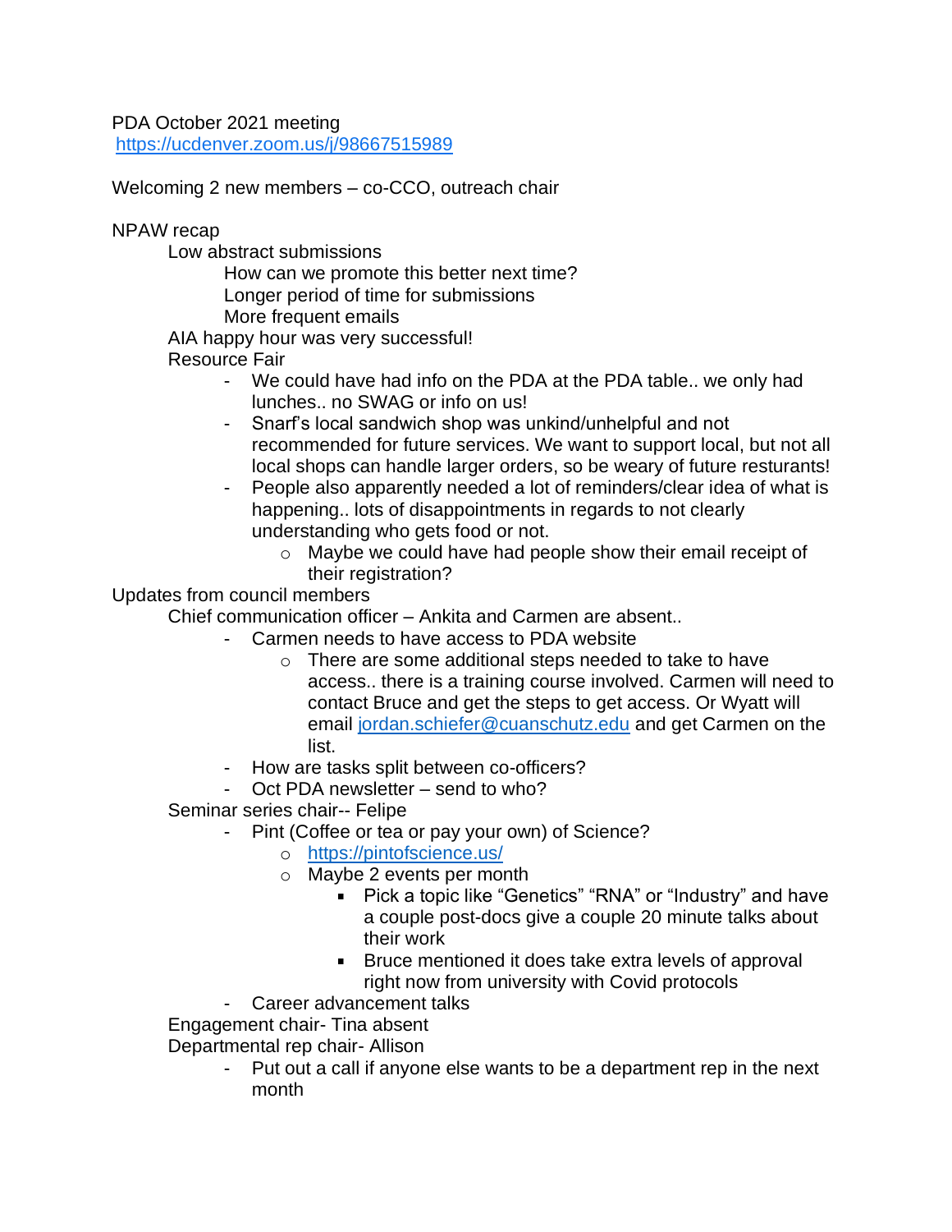PDA October 2021 meeting
https://ucdenver.zoom.us/j/98667515989

Welcoming 2 new members – co-CCO, outreach chair

NPAW recap

- Low abstract submissions
  - How can we promote this better next time?
  - Longer period of time for submissions
  - More frequent emails
- AIA happy hour was very successful!
- Resource Fair
  - We could have had info on the PDA at the PDA table.. we only had lunches.. no SWAG or info on us!
  - Snarf's local sandwich shop was unkind/unhelpful and not recommended for future services. We want to support local, but not all local shops can handle larger orders, so be weary of future resturants!
  - People also apparently needed a lot of reminders/clear idea of what is happening.. lots of disappointments in regards to not clearly understanding who gets food or not.
    - Maybe we could have had people show their email receipt of their registration?

Updates from council members

- Chief communication officer – Ankita and Carmen are absent..
  - Carmen needs to have access to PDA website
    - There are some additional steps needed to take to have access.. there is a training course involved. Carmen will need to contact Bruce and get the steps to get access. Or Wyatt will email jordan.schiefer@cuanschutz.edu and get Carmen on the list.
  - How are tasks split between co-officers?
  - Oct PDA newsletter – send to who?
- Seminar series chair-- Felipe
  - Pint (Coffee or tea or pay your own) of Science?
    - https://pintofscience.us/
    - Maybe 2 events per month
      - Pick a topic like "Genetics" "RNA" or "Industry" and have a couple post-docs give a couple 20 minute talks about their work
      - Bruce mentioned it does take extra levels of approval right now from university with Covid protocols
  - Career advancement talks
- Engagement chair- Tina absent
- Departmental rep chair- Allison
  - Put out a call if anyone else wants to be a department rep in the next month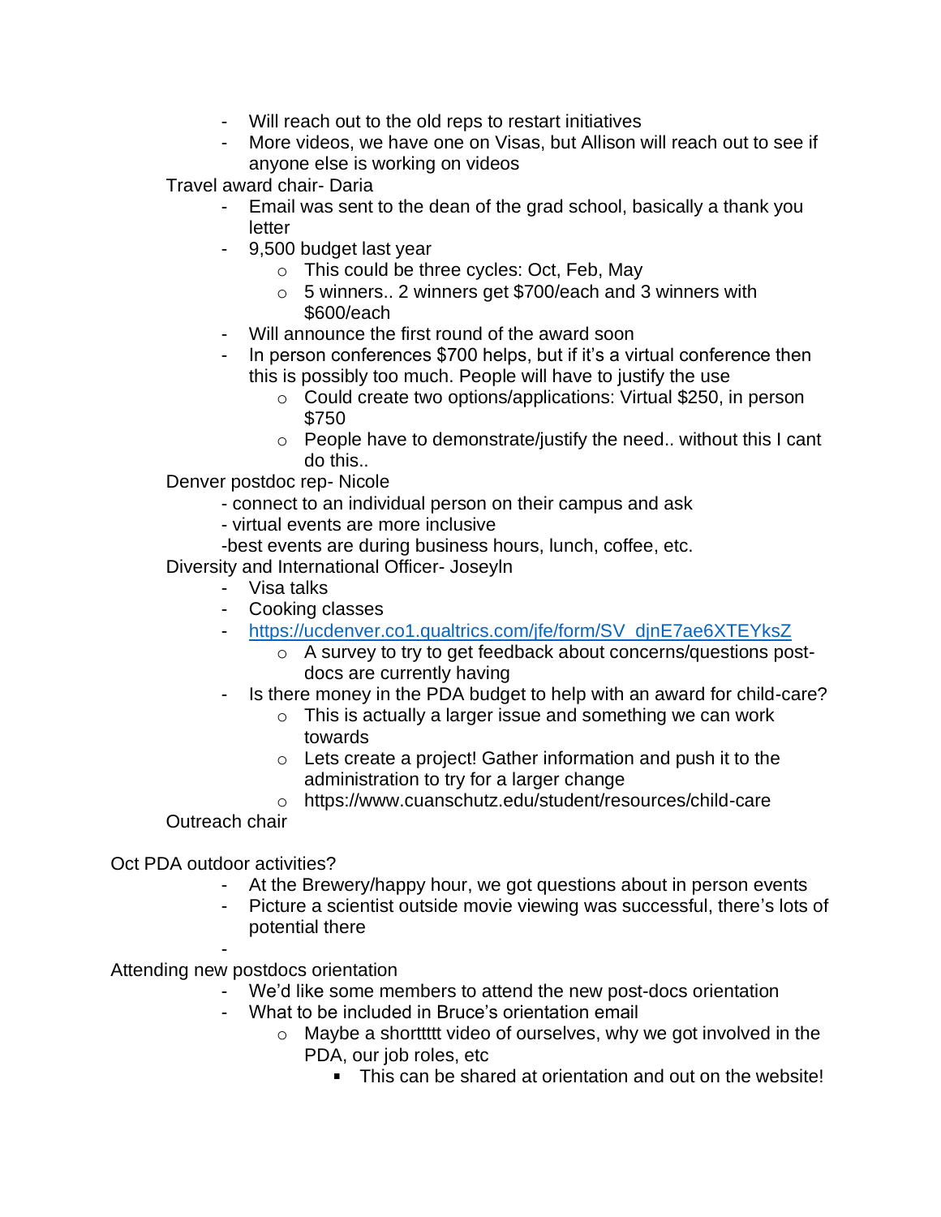- Will reach out to the old reps to restart initiatives
- More videos, we have one on Visas, but Allison will reach out to see if anyone else is working on videos

Travel award chair- Daria

- Email was sent to the dean of the grad school, basically a thank you letter
- 9,500 budget last year
  - This could be three cycles: Oct, Feb, May
  - 5 winners.. 2 winners get $700/each and 3 winners with $600/each
- Will announce the first round of the award soon
- In person conferences $700 helps, but if it's a virtual conference then this is possibly too much. People will have to justify the use
  - Could create two options/applications: Virtual $250, in person $750
  - People have to demonstrate/justify the need.. without this I cant do this..

Denver postdoc rep- Nicole

- connect to an individual person on their campus and ask
- virtual events are more inclusive
- best events are during business hours, lunch, coffee, etc.

Diversity and International Officer- Joseyln

- Visa talks
- Cooking classes
- [https://ucdenver.co1.qualtrics.com/jfe/form/SV_djnE7ae6XTEYksZ](https://ucdenver.co1.qualtrics.com/jfe/form/SV_djnE7ae6XTEYksZ)
  - A survey to try to get feedback about concerns/questions post-docs are currently having
- Is there money in the PDA budget to help with an award for child-care?
  - This is actually a larger issue and something we can work towards
  - Lets create a project! Gather information and push it to the administration to try for a larger change
  - https://www.cuanschutz.edu/student/resources/child-care

Outreach chair

Oct PDA outdoor activities?

- At the Brewery/happy hour, we got questions about in person events
- Picture a scientist outside movie viewing was successful, there's lots of potential there
-

Attending new postdocs orientation

- We'd like some members to attend the new post-docs orientation
- What to be included in Bruce's orientation email
  - Maybe a shorttttt video of ourselves, why we got involved in the PDA, our job roles, etc
    - This can be shared at orientation and out on the website!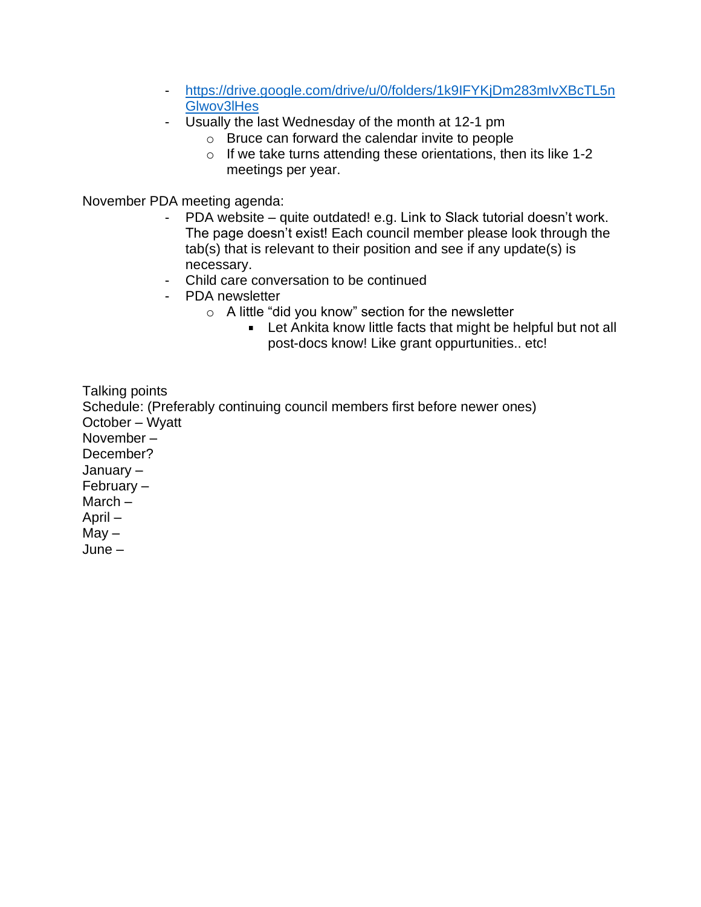- https://drive.google.com/drive/u/0/folders/1k9IFYKjDm283mIvXBcTL5nGlwov3lHes
- Usually the last Wednesday of the month at 12-1 pm
  - Bruce can forward the calendar invite to people
  - If we take turns attending these orientations, then its like 1-2 meetings per year.

November PDA meeting agenda:

- PDA website – quite outdated! e.g. Link to Slack tutorial doesn't work. The page doesn't exist! Each council member please look through the tab(s) that is relevant to their position and see if any update(s) is necessary.
- Child care conversation to be continued
- PDA newsletter
  - A little "did you know" section for the newsletter
    - Let Ankita know little facts that might be helpful but not all post-docs know! Like grant oppurtunities.. etc!

Talking points

Schedule: (Preferably continuing council members first before newer ones)

October – Wyatt
November –
December?
January –
February –
March –
April –
May –
June –